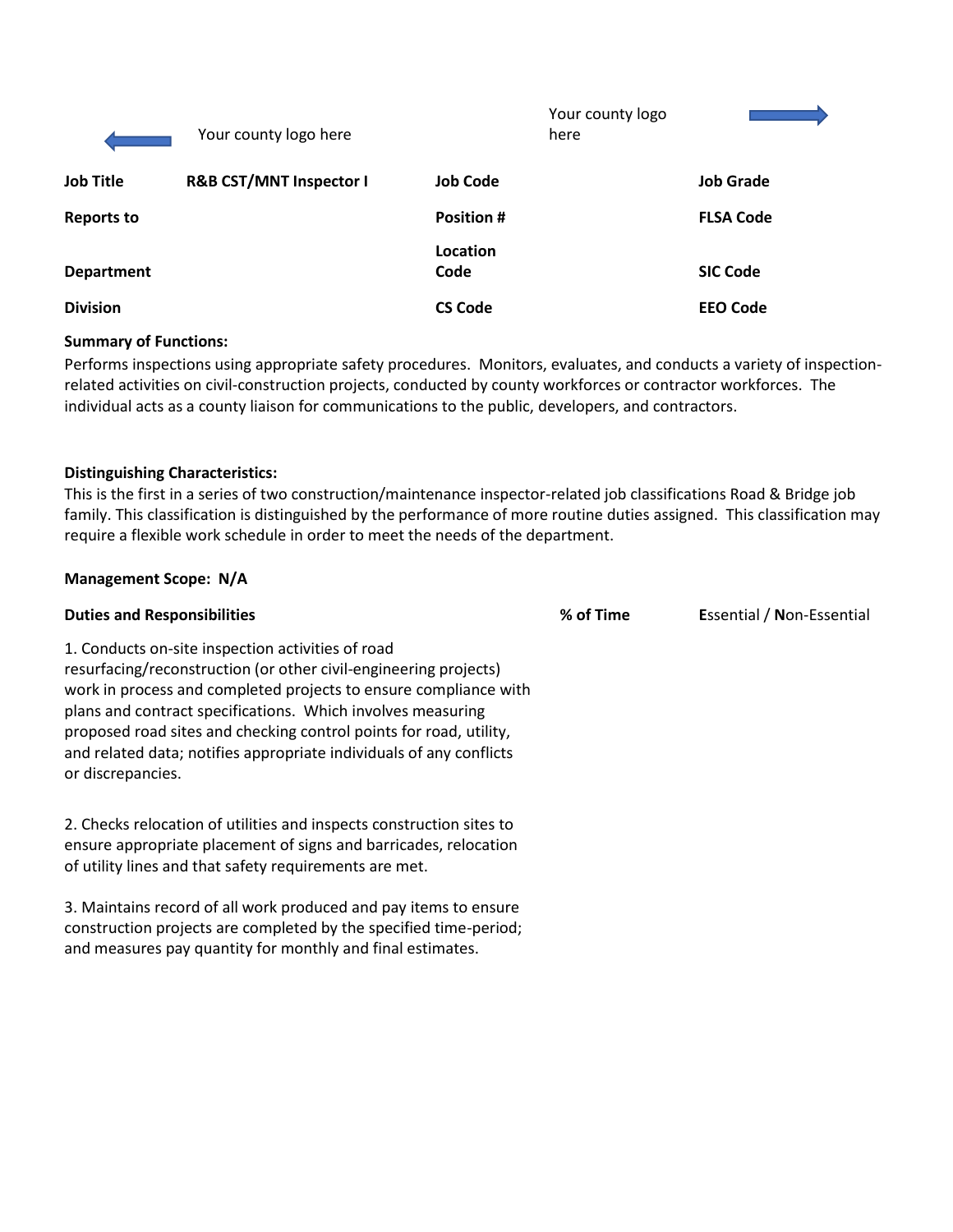Your county logo here

Your county logo here

| Job Title | R&B CST/MNT Inspector I | Job Code | | Job Grade | |
|---|---|---|---|---|---|
| Reports to | | Position # | | FLSA Code | |
| Department | | Location Code | | SIC Code | |
| Division | | CS Code | | EEO Code | |

**Summary of Functions:**

Performs inspections using appropriate safety procedures. Monitors, evaluates, and conducts a variety of inspection-related activities on civil-construction projects, conducted by county workforces or contractor workforces. The individual acts as a county liaison for communications to the public, developers, and contractors.

**Distinguishing Characteristics:**

This is the first in a series of two construction/maintenance inspector-related job classifications Road & Bridge job family. This classification is distinguished by the performance of more routine duties assigned. This classification may require a flexible work schedule in order to meet the needs of the department.

**Management Scope: N/A**

| Duties and Responsibilities | % of Time | **E**ssential / **N**on-Essential |
|---|---|---|
| 1. Conducts on-site inspection activities of road resurfacing/reconstruction (or other civil-engineering projects) work in process and completed projects to ensure compliance with plans and contract specifications. Which involves measuring proposed road sites and checking control points for road, utility, and related data; notifies appropriate individuals of any conflicts or discrepancies. | | |
| 2. Checks relocation of utilities and inspects construction sites to ensure appropriate placement of signs and barricades, relocation of utility lines and that safety requirements are met. | | |
| 3. Maintains record of all work produced and pay items to ensure construction projects are completed by the specified time-period; and measures pay quantity for monthly and final estimates. | | |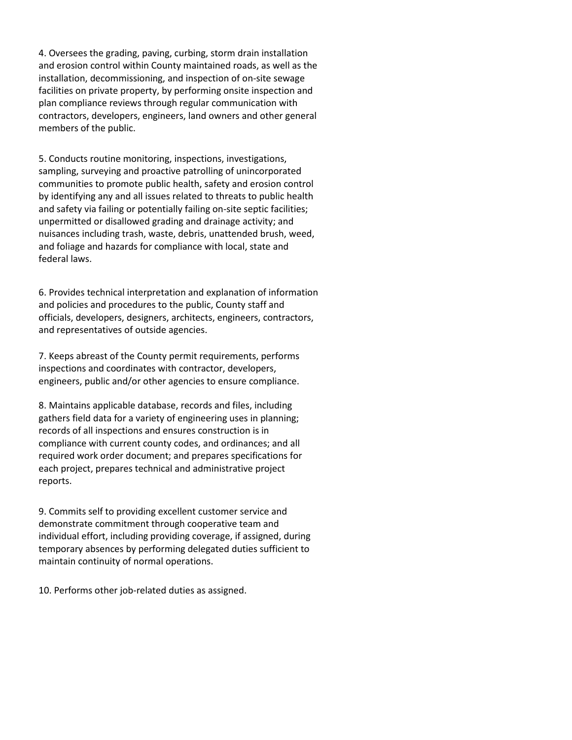4. Oversees the grading, paving, curbing, storm drain installation and erosion control within County maintained roads, as well as the installation, decommissioning, and inspection of on-site sewage facilities on private property, by performing onsite inspection and plan compliance reviews through regular communication with contractors, developers, engineers, land owners and other general members of the public.

5. Conducts routine monitoring, inspections, investigations, sampling, surveying and proactive patrolling of unincorporated communities to promote public health, safety and erosion control by identifying any and all issues related to threats to public health and safety via failing or potentially failing on-site septic facilities; unpermitted or disallowed grading and drainage activity; and nuisances including trash, waste, debris, unattended brush, weed, and foliage and hazards for compliance with local, state and federal laws.

6. Provides technical interpretation and explanation of information and policies and procedures to the public, County staff and officials, developers, designers, architects, engineers, contractors, and representatives of outside agencies.

7. Keeps abreast of the County permit requirements, performs inspections and coordinates with contractor, developers, engineers, public and/or other agencies to ensure compliance.

8. Maintains applicable database, records and files, including gathers field data for a variety of engineering uses in planning; records of all inspections and ensures construction is in compliance with current county codes, and ordinances; and all required work order document; and prepares specifications for each project, prepares technical and administrative project reports.

9. Commits self to providing excellent customer service and demonstrate commitment through cooperative team and individual effort, including providing coverage, if assigned, during temporary absences by performing delegated duties sufficient to maintain continuity of normal operations.

10. Performs other job-related duties as assigned.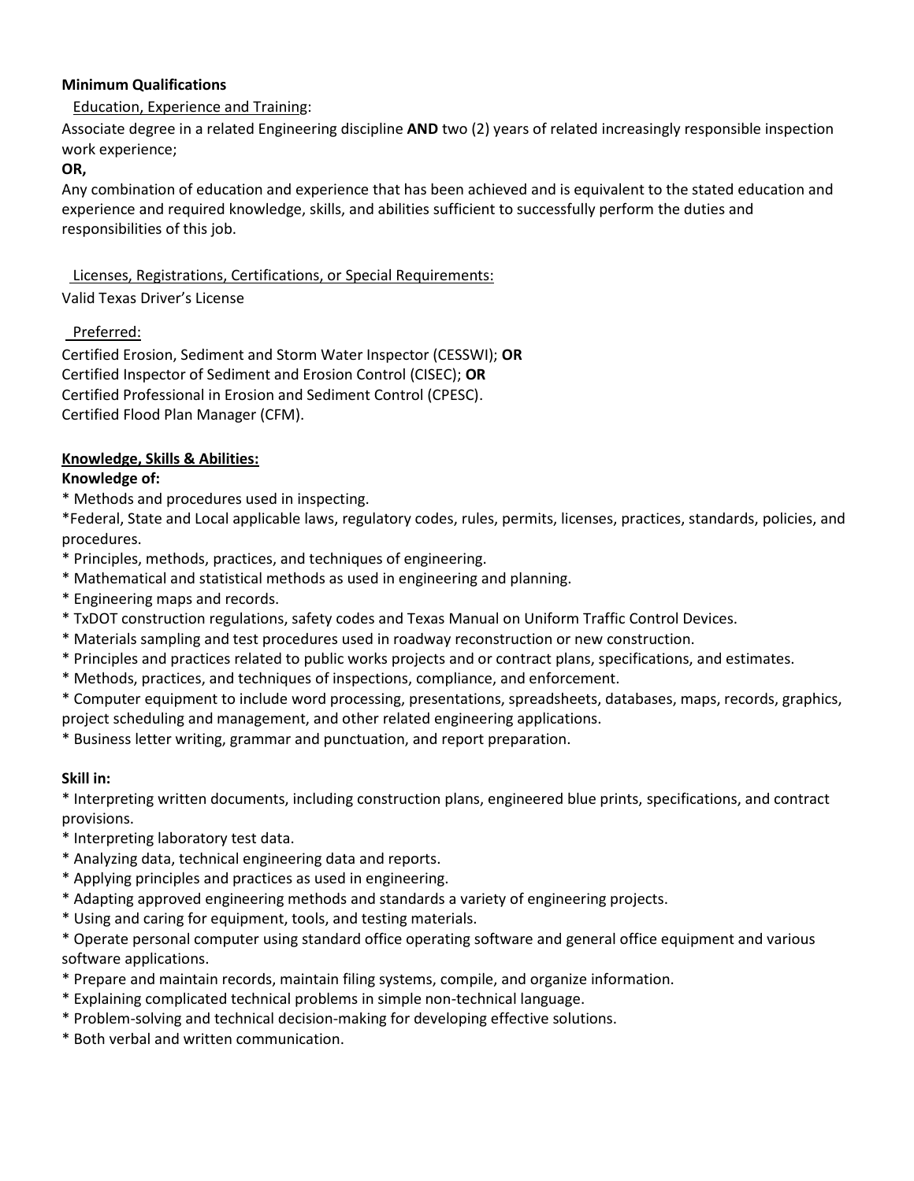**Minimum Qualifications**

Education, Experience and Training:

Associate degree in a related Engineering discipline **AND** two (2) years of related increasingly responsible inspection work experience;

**OR,**

Any combination of education and experience that has been achieved and is equivalent to the stated education and experience and required knowledge, skills, and abilities sufficient to successfully perform the duties and responsibilities of this job.

Licenses, Registrations, Certifications, or Special Requirements:

Valid Texas Driver's License

Preferred:

Certified Erosion, Sediment and Storm Water Inspector (CESSWI); **OR**
Certified Inspector of Sediment and Erosion Control (CISEC); **OR**
Certified Professional in Erosion and Sediment Control (CPESC).
Certified Flood Plan Manager (CFM).

**Knowledge, Skills & Abilities:**

**Knowledge of:**

* Methods and procedures used in inspecting.
*Federal, State and Local applicable laws, regulatory codes, rules, permits, licenses, practices, standards, policies, and procedures.
* Principles, methods, practices, and techniques of engineering.
* Mathematical and statistical methods as used in engineering and planning.
* Engineering maps and records.
* TxDOT construction regulations, safety codes and Texas Manual on Uniform Traffic Control Devices.
* Materials sampling and test procedures used in roadway reconstruction or new construction.
* Principles and practices related to public works projects and or contract plans, specifications, and estimates.
* Methods, practices, and techniques of inspections, compliance, and enforcement.
* Computer equipment to include word processing, presentations, spreadsheets, databases, maps, records, graphics, project scheduling and management, and other related engineering applications.
* Business letter writing, grammar and punctuation, and report preparation.

**Skill in:**

* Interpreting written documents, including construction plans, engineered blue prints, specifications, and contract provisions.
* Interpreting laboratory test data.
* Analyzing data, technical engineering data and reports.
* Applying principles and practices as used in engineering.
* Adapting approved engineering methods and standards a variety of engineering projects.
* Using and caring for equipment, tools, and testing materials.
* Operate personal computer using standard office operating software and general office equipment and various software applications.
* Prepare and maintain records, maintain filing systems, compile, and organize information.
* Explaining complicated technical problems in simple non-technical language.
* Problem-solving and technical decision-making for developing effective solutions.
* Both verbal and written communication.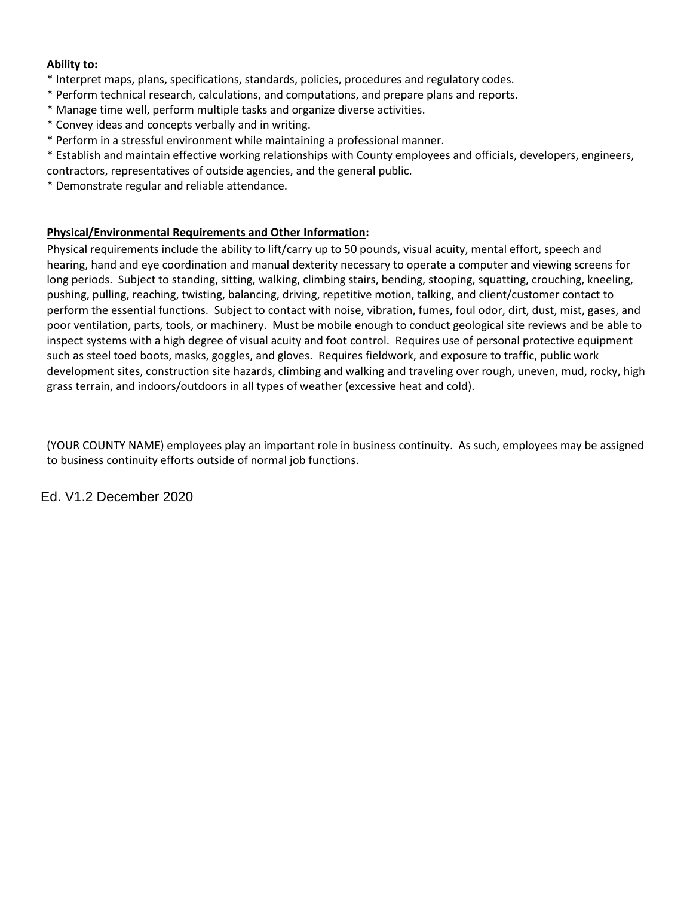**Ability to:**

* Interpret maps, plans, specifications, standards, policies, procedures and regulatory codes.
* Perform technical research, calculations, and computations, and prepare plans and reports.
* Manage time well, perform multiple tasks and organize diverse activities.
* Convey ideas and concepts verbally and in writing.
* Perform in a stressful environment while maintaining a professional manner.
* Establish and maintain effective working relationships with County employees and officials, developers, engineers, contractors, representatives of outside agencies, and the general public.
* Demonstrate regular and reliable attendance.

**Physical/Environmental Requirements and Other Information:**

Physical requirements include the ability to lift/carry up to 50 pounds, visual acuity, mental effort, speech and hearing, hand and eye coordination and manual dexterity necessary to operate a computer and viewing screens for long periods. Subject to standing, sitting, walking, climbing stairs, bending, stooping, squatting, crouching, kneeling, pushing, pulling, reaching, twisting, balancing, driving, repetitive motion, talking, and client/customer contact to perform the essential functions. Subject to contact with noise, vibration, fumes, foul odor, dirt, dust, mist, gases, and poor ventilation, parts, tools, or machinery. Must be mobile enough to conduct geological site reviews and be able to inspect systems with a high degree of visual acuity and foot control. Requires use of personal protective equipment such as steel toed boots, masks, goggles, and gloves. Requires fieldwork, and exposure to traffic, public work development sites, construction site hazards, climbing and walking and traveling over rough, uneven, mud, rocky, high grass terrain, and indoors/outdoors in all types of weather (excessive heat and cold).

(YOUR COUNTY NAME) employees play an important role in business continuity. As such, employees may be assigned to business continuity efforts outside of normal job functions.

Ed. V1.2 December 2020